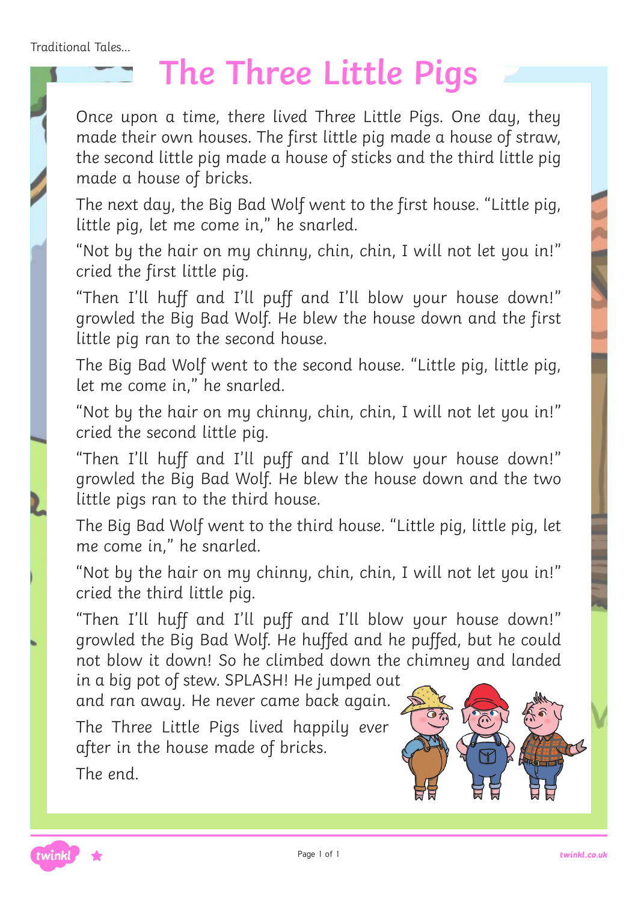Traditional Tales...

# The Three Little Pigs

Once upon a time, there lived Three Little Pigs. One day, they made their own houses. The first little pig made a house of straw, the second little pig made a house of sticks and the third little pig made a house of bricks.

The next day, the Big Bad Wolf went to the first house. "Little pig, little pig, let me come in," he snarled.

"Not by the hair on my chinny, chin, chin, I will not let you in!" cried the first little pig.

"Then I'll huff and I'll puff and I'll blow your house down!" growled the Big Bad Wolf. He blew the house down and the first little pig ran to the second house.

The Big Bad Wolf went to the second house. "Little pig, little pig, let me come in," he snarled.

"Not by the hair on my chinny, chin, chin, I will not let you in!" cried the second little pig.

"Then I'll huff and I'll puff and I'll blow your house down!" growled the Big Bad Wolf. He blew the house down and the two little pigs ran to the third house.

The Big Bad Wolf went to the third house. "Little pig, little pig, let me come in," he snarled.

"Not by the hair on my chinny, chin, chin, I will not let you in!" cried the third little pig.

"Then I'll huff and I'll puff and I'll blow your house down!" growled the Big Bad Wolf. He huffed and he puffed, but he could not blow it down! So he climbed down the chimney and landed in a big pot of stew. SPLASH! He jumped out and ran away. He never came back again.

The Three Little Pigs lived happily ever after in the house made of bricks.

The end.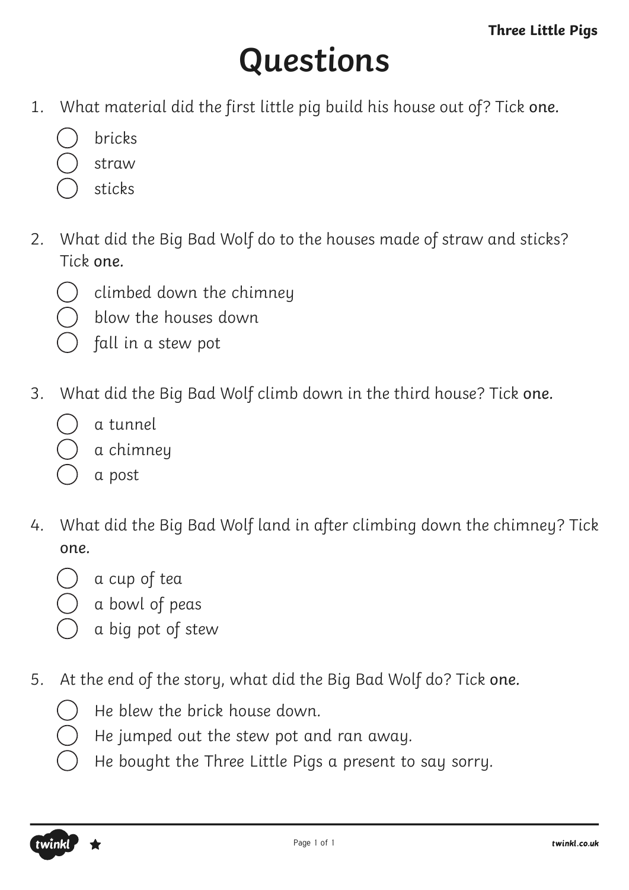# Questions

1. What material did the first little pig build his house out of? Tick one.
   - ◯ bricks
   - ◯ straw
   - ◯ sticks

2. What did the Big Bad Wolf do to the houses made of straw and sticks? Tick one.
   - ◯ climbed down the chimney
   - ◯ blow the houses down
   - ◯ fall in a stew pot

3. What did the Big Bad Wolf climb down in the third house? Tick one.
   - ◯ a tunnel
   - ◯ a chimney
   - ◯ a post

4. What did the Big Bad Wolf land in after climbing down the chimney? Tick one.
   - ◯ a cup of tea
   - ◯ a bowl of peas
   - ◯ a big pot of stew

5. At the end of the story, what did the Big Bad Wolf do? Tick one.
   - ◯ He blew the brick house down.
   - ◯ He jumped out the stew pot and ran away.
   - ◯ He bought the Three Little Pigs a present to say sorry.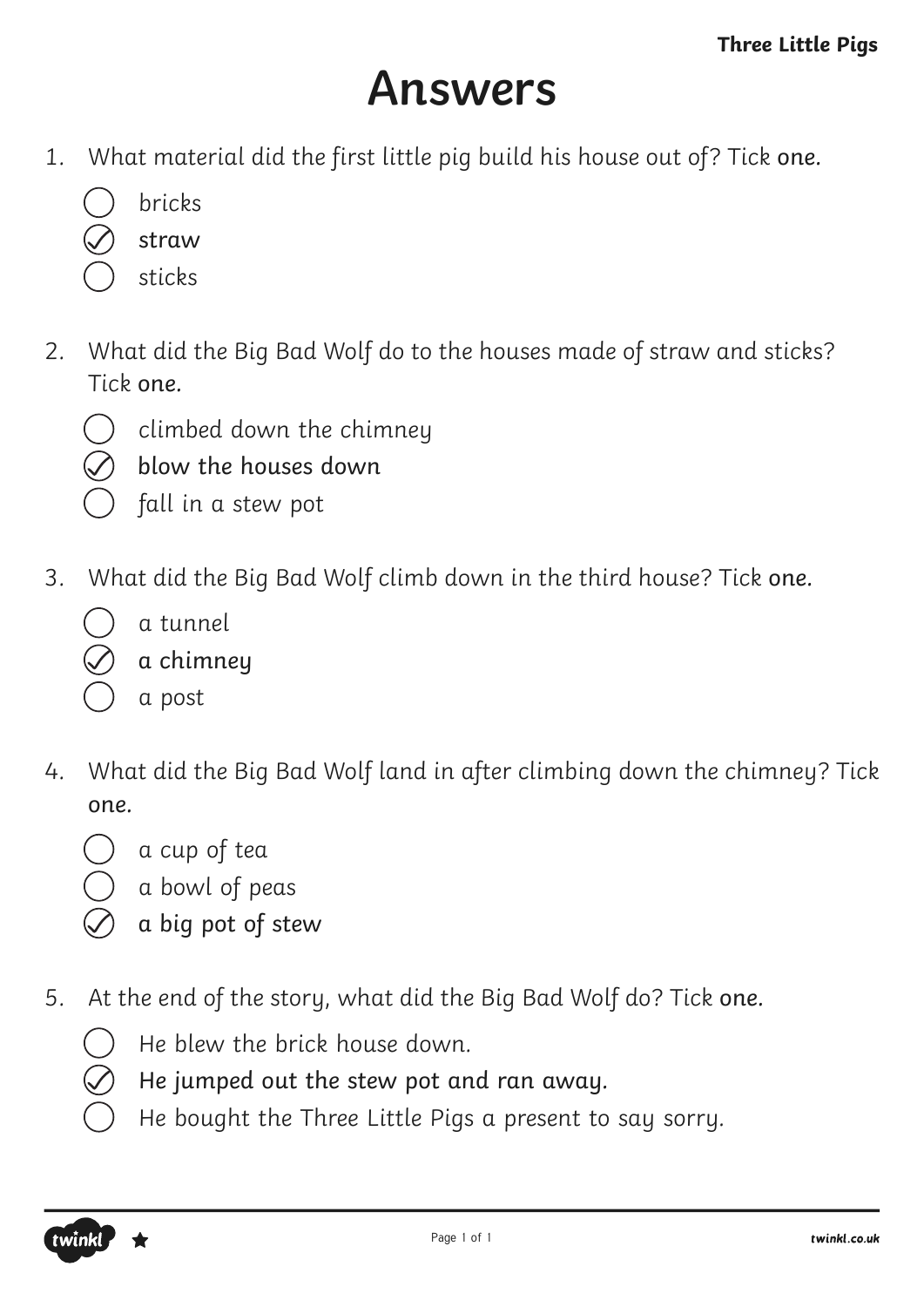# Answers

1. What material did the first little pig build his house out of? Tick one.
   - [ ] bricks
   - [x] straw
   - [ ] sticks

2. What did the Big Bad Wolf do to the houses made of straw and sticks? Tick one.
   - [ ] climbed down the chimney
   - [x] blow the houses down
   - [ ] fall in a stew pot

3. What did the Big Bad Wolf climb down in the third house? Tick one.
   - [ ] a tunnel
   - [x] a chimney
   - [ ] a post

4. What did the Big Bad Wolf land in after climbing down the chimney? Tick one.
   - [ ] a cup of tea
   - [ ] a bowl of peas
   - [x] a big pot of stew

5. At the end of the story, what did the Big Bad Wolf do? Tick one.
   - [ ] He blew the brick house down.
   - [x] He jumped out the stew pot and ran away.
   - [ ] He bought the Three Little Pigs a present to say sorry.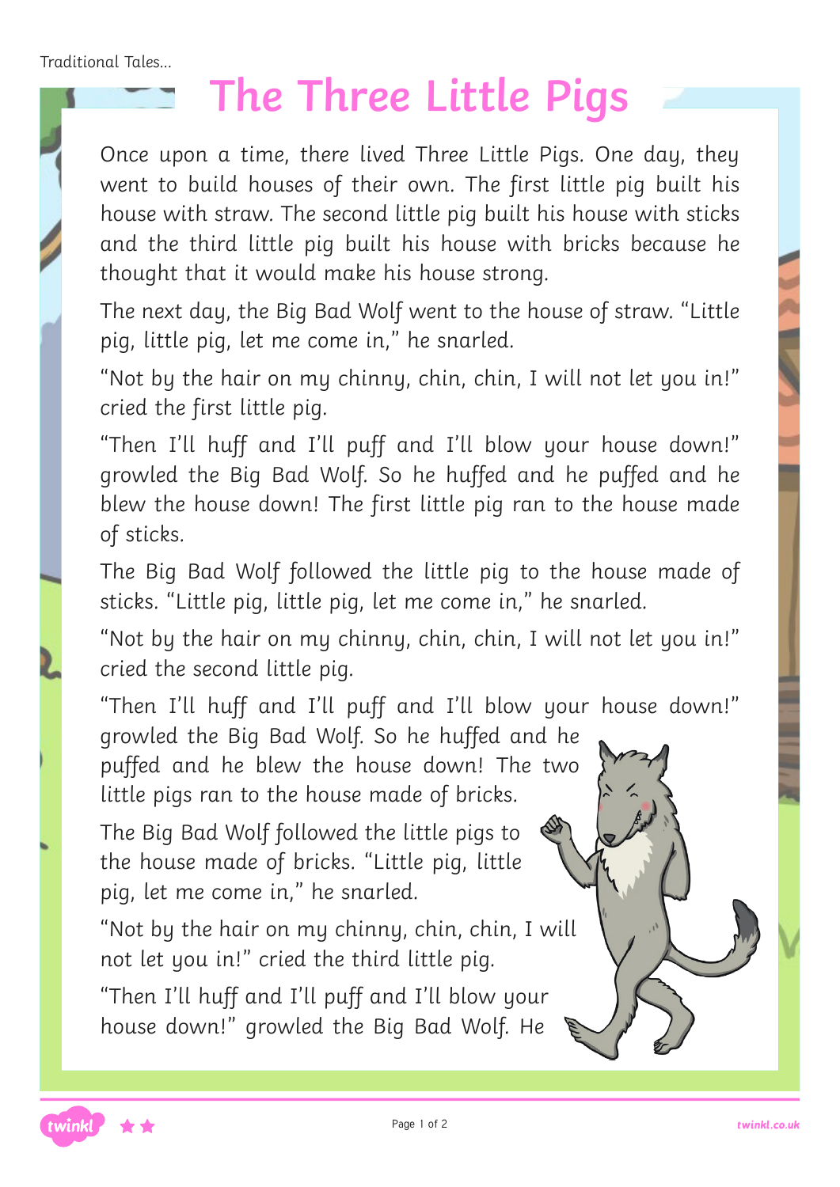# The Three Little Pigs

Once upon a time, there lived Three Little Pigs. One day, they went to build houses of their own. The first little pig built his house with straw. The second little pig built his house with sticks and the third little pig built his house with bricks because he thought that it would make his house strong.

The next day, the Big Bad Wolf went to the house of straw. "Little pig, little pig, let me come in," he snarled.

"Not by the hair on my chinny, chin, chin, I will not let you in!" cried the first little pig.

"Then I'll huff and I'll puff and I'll blow your house down!" growled the Big Bad Wolf. So he huffed and he puffed and he blew the house down! The first little pig ran to the house made of sticks.

The Big Bad Wolf followed the little pig to the house made of sticks. "Little pig, little pig, let me come in," he snarled.

"Not by the hair on my chinny, chin, chin, I will not let you in!" cried the second little pig.

"Then I'll huff and I'll puff and I'll blow your house down!" growled the Big Bad Wolf. So he huffed and he puffed and he blew the house down! The two little pigs ran to the house made of bricks.

The Big Bad Wolf followed the little pigs to the house made of bricks. "Little pig, little pig, let me come in," he snarled.

"Not by the hair on my chinny, chin, chin, I will not let you in!" cried the third little pig.

"Then I'll huff and I'll puff and I'll blow your house down!" growled the Big Bad Wolf. He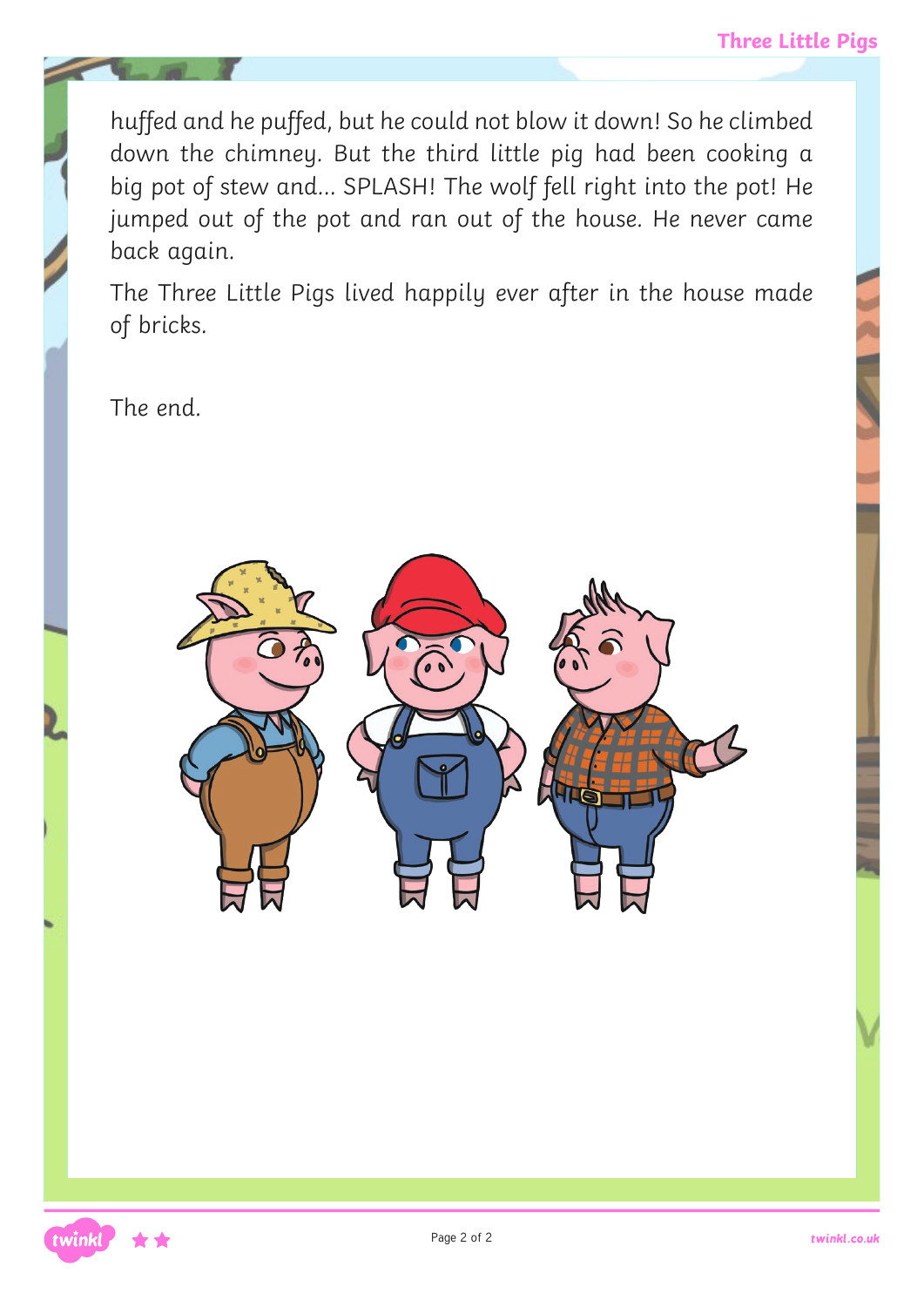huffed and he puffed, but he could not blow it down! So he climbed down the chimney. But the third little pig had been cooking a big pot of stew and... SPLASH! The wolf fell right into the pot! He jumped out of the pot and ran out of the house. He never came back again.

The Three Little Pigs lived happily ever after in the house made of bricks.

The end.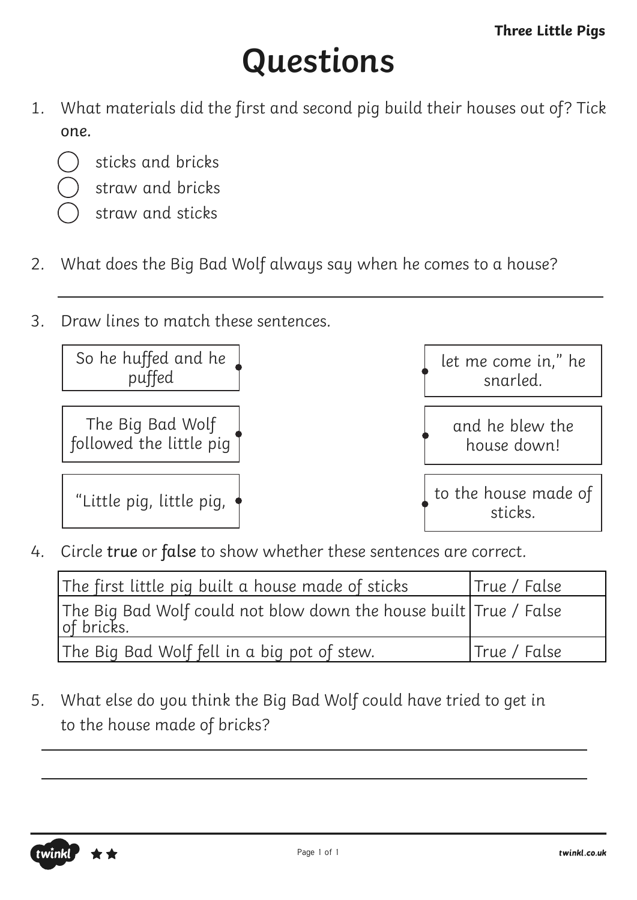# Questions

1. What materials did the first and second pig build their houses out of? Tick one.

   ◯ sticks and bricks
   ◯ straw and bricks
   ◯ straw and sticks

2. What does the Big Bad Wolf always say when he comes to a house?

   ______________________________________________

3. Draw lines to match these sentences.

| | |
|---|---|
| So he huffed and he puffed • | • let me come in," he snarled. |
| The Big Bad Wolf followed the little pig • | • and he blew the house down! |
| "Little pig, little pig, • | • to the house made of sticks. |

4. Circle true or false to show whether these sentences are correct.

| | |
|---|---|
| The first little pig built a house made of sticks | True / False |
| The Big Bad Wolf could not blow down the house built of bricks. | True / False |
| The Big Bad Wolf fell in a big pot of stew. | True / False |

5. What else do you think the Big Bad Wolf could have tried to get in to the house made of bricks?

   ______________________________________________

   ______________________________________________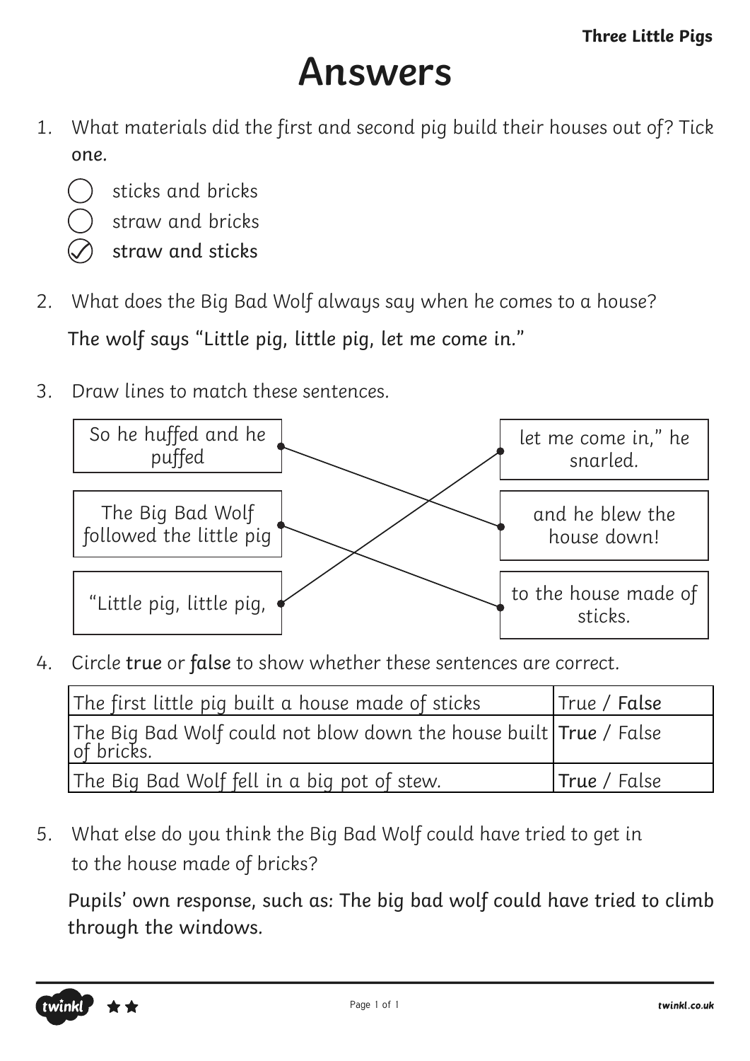# Answers

1. What materials did the first and second pig build their houses out of? Tick one.

   - ○ sticks and bricks
   - ○ straw and bricks
   - ✓ straw and sticks

2. What does the Big Bad Wolf always say when he comes to a house?

   The wolf says "Little pig, little pig, let me come in."

3. Draw lines to match these sentences.

| | |
|---|---|
| So he huffed and he puffed | and he blew the house down! |
| The Big Bad Wolf followed the little pig | to the house made of sticks. |
| "Little pig, little pig, | let me come in," he snarled. |

4. Circle true or false to show whether these sentences are correct.

| | |
|---|---|
| The first little pig built a house made of sticks | True / **False** |
| The Big Bad Wolf could not blow down the house built of bricks. | **True** / False |
| The Big Bad Wolf fell in a big pot of stew. | **True** / False |

5. What else do you think the Big Bad Wolf could have tried to get in to the house made of bricks?

   Pupils' own response, such as: The big bad wolf could have tried to climb through the windows.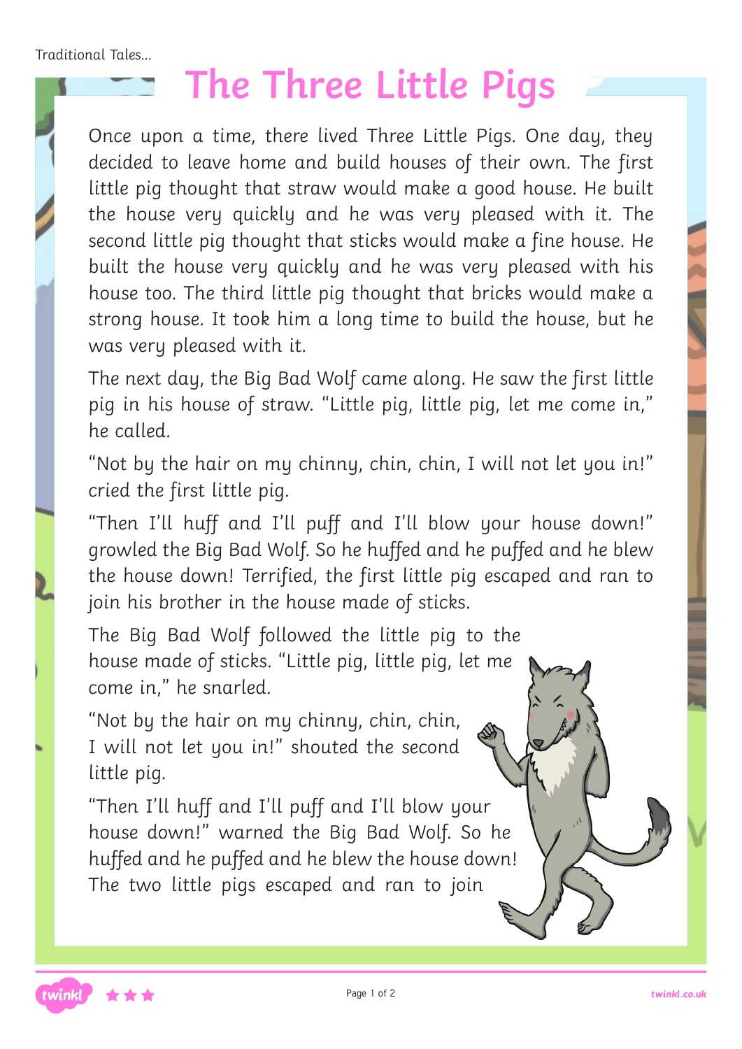# The Three Little Pigs

Once upon a time, there lived Three Little Pigs. One day, they decided to leave home and build houses of their own. The first little pig thought that straw would make a good house. He built the house very quickly and he was very pleased with it. The second little pig thought that sticks would make a fine house. He built the house very quickly and he was very pleased with his house too. The third little pig thought that bricks would make a strong house. It took him a long time to build the house, but he was very pleased with it.

The next day, the Big Bad Wolf came along. He saw the first little pig in his house of straw. "Little pig, little pig, let me come in," he called.

"Not by the hair on my chinny, chin, chin, I will not let you in!" cried the first little pig.

"Then I'll huff and I'll puff and I'll blow your house down!" growled the Big Bad Wolf. So he huffed and he puffed and he blew the house down! Terrified, the first little pig escaped and ran to join his brother in the house made of sticks.

The Big Bad Wolf followed the little pig to the house made of sticks. "Little pig, little pig, let me come in," he snarled.

"Not by the hair on my chinny, chin, chin, I will not let you in!" shouted the second little pig.

"Then I'll huff and I'll puff and I'll blow your house down!" warned the Big Bad Wolf. So he huffed and he puffed and he blew the house down! The two little pigs escaped and ran to join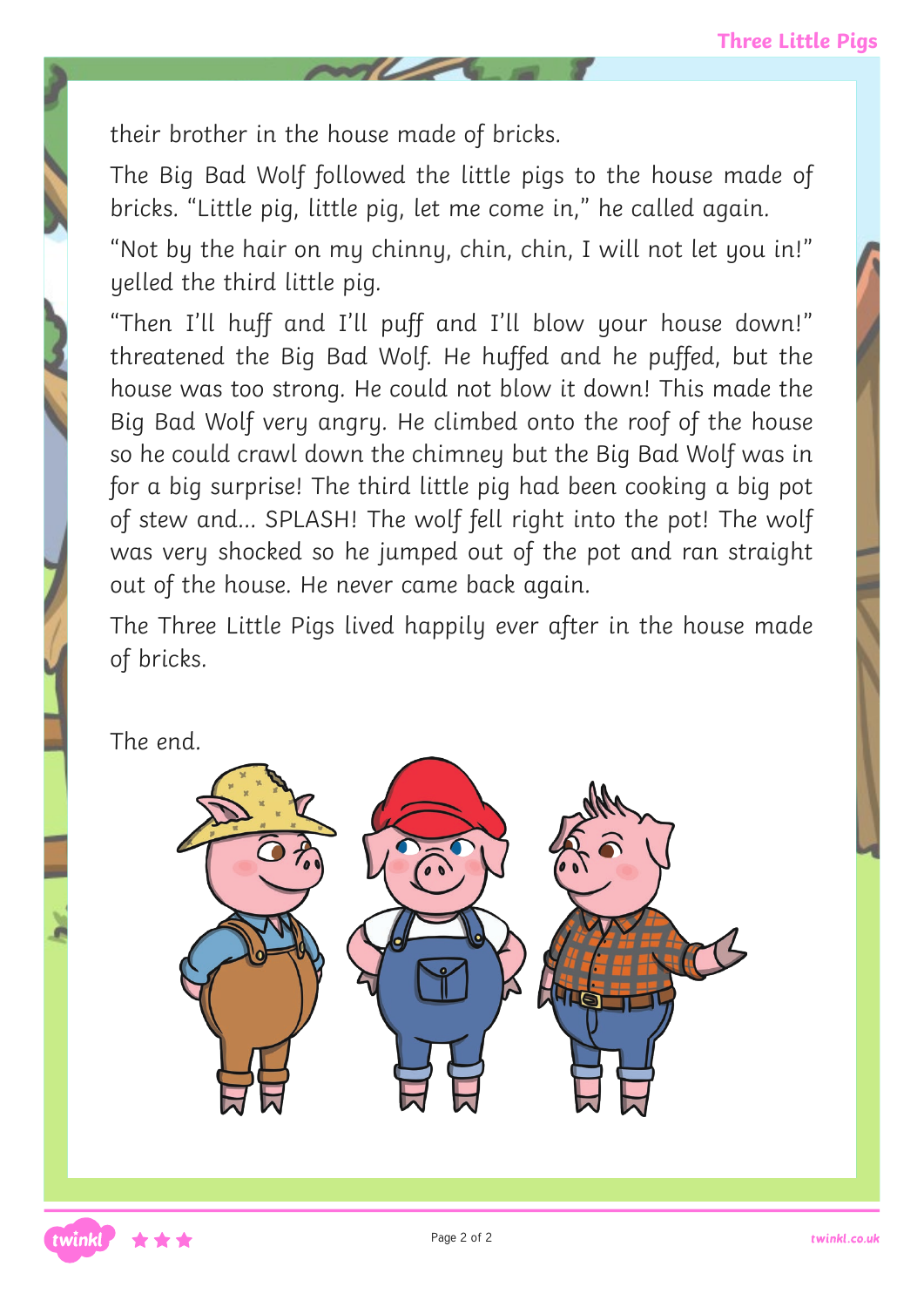their brother in the house made of bricks.

The Big Bad Wolf followed the little pigs to the house made of bricks. “Little pig, little pig, let me come in,” he called again.

“Not by the hair on my chinny, chin, chin, I will not let you in!” yelled the third little pig.

“Then I’ll huff and I’ll puff and I’ll blow your house down!” threatened the Big Bad Wolf. He huffed and he puffed, but the house was too strong. He could not blow it down! This made the Big Bad Wolf very angry. He climbed onto the roof of the house so he could crawl down the chimney but the Big Bad Wolf was in for a big surprise! The third little pig had been cooking a big pot of stew and... SPLASH! The wolf fell right into the pot! The wolf was very shocked so he jumped out of the pot and ran straight out of the house. He never came back again.

The Three Little Pigs lived happily ever after in the house made of bricks.

The end.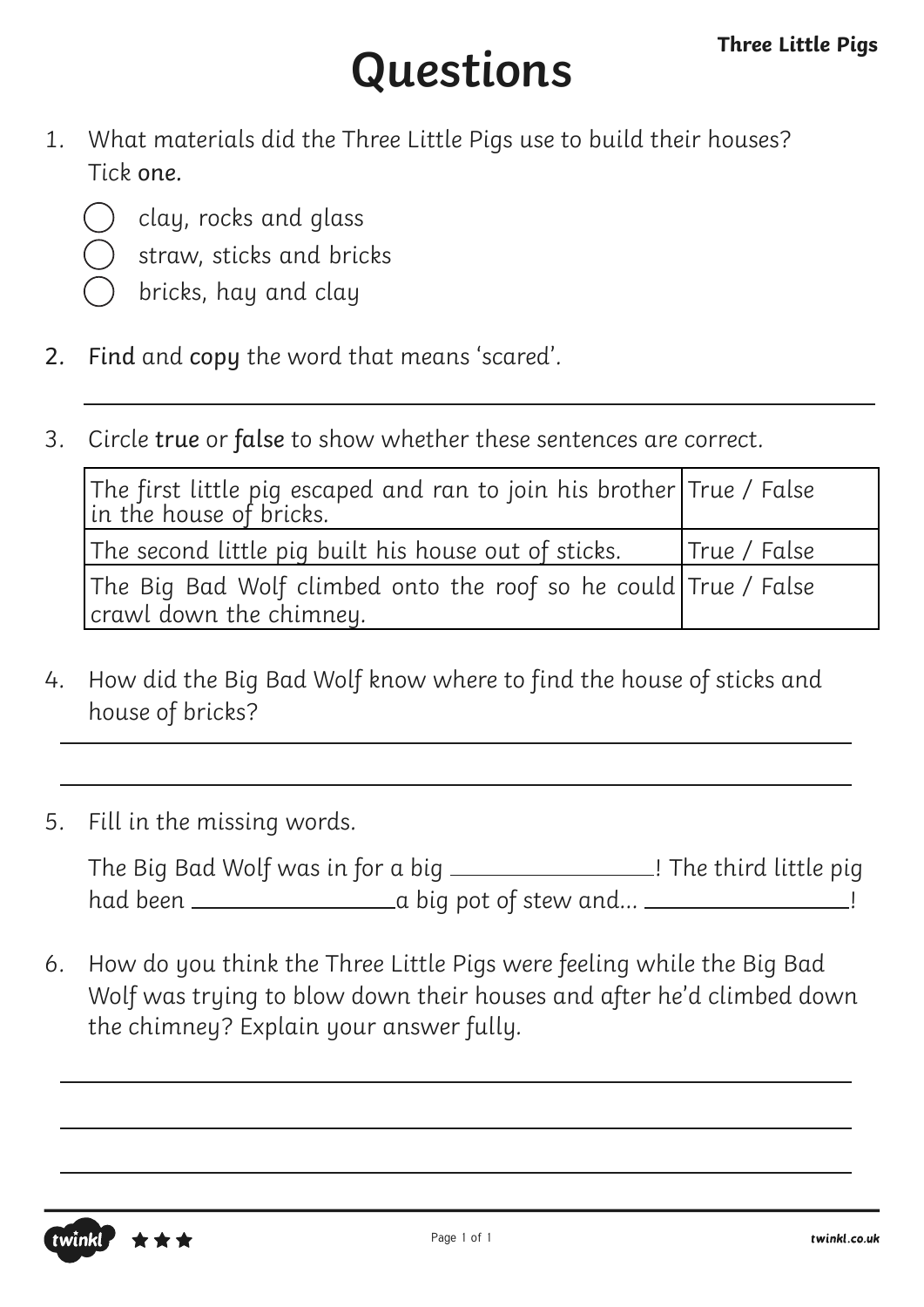# Questions

1. What materials did the Three Little Pigs use to build their houses? Tick **one**.
   - ◯ clay, rocks and glass
   - ◯ straw, sticks and bricks
   - ◯ bricks, hay and clay

2. **Find** and **copy** the word that means 'scared'.

   ______________________________________________

3. Circle **true** or **false** to show whether these sentences are correct.

| | |
|---|---|
| The first little pig escaped and ran to join his brother in the house of bricks. | True / False |
| The second little pig built his house out of sticks. | True / False |
| The Big Bad Wolf climbed onto the roof so he could crawl down the chimney. | True / False |

4. How did the Big Bad Wolf know where to find the house of sticks and house of bricks?

   ______________________________________________

   ______________________________________________

5. Fill in the missing words.

   The Big Bad Wolf was in for a big ______________! The third little pig had been ______________ a big pot of stew and... ______________!

6. How do you think the Three Little Pigs were feeling while the Big Bad Wolf was trying to blow down their houses and after he'd climbed down the chimney? Explain your answer fully.

   ______________________________________________

   ______________________________________________

   ______________________________________________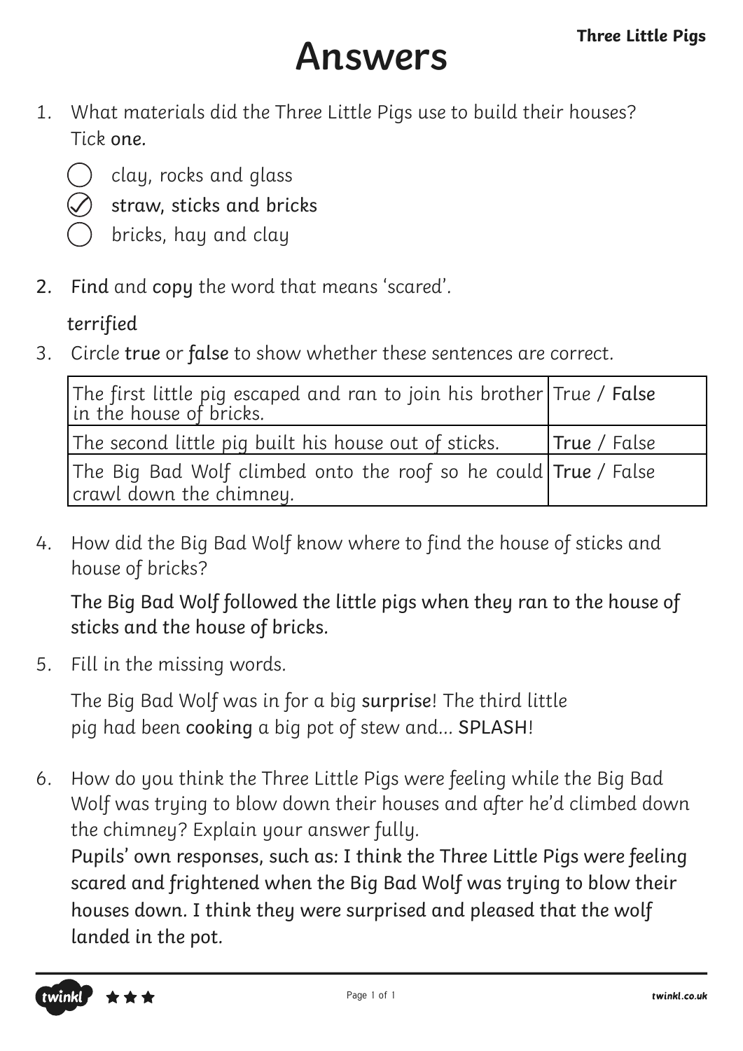# Answers

1. What materials did the Three Little Pigs use to build their houses? Tick **one**.

   - ◯ clay, rocks and glass
   - ✓ straw, sticks and bricks
   - ◯ bricks, hay and clay

2. **Find** and **copy** the word that means 'scared'.

   terrified

3. Circle **true** or **false** to show whether these sentences are correct.

| | |
|---|---|
| The first little pig escaped and ran to join his brother in the house of bricks. | True / **False** |
| The second little pig built his house out of sticks. | **True** / False |
| The Big Bad Wolf climbed onto the roof so he could crawl down the chimney. | **True** / False |

4. How did the Big Bad Wolf know where to find the house of sticks and house of bricks?

   The Big Bad Wolf followed the little pigs when they ran to the house of sticks and the house of bricks.

5. Fill in the missing words.

   The Big Bad Wolf was in for a big **surprise**! The third little pig had been **cooking** a big pot of stew and... **SPLASH**!

6. How do you think the Three Little Pigs were feeling while the Big Bad Wolf was trying to blow down their houses and after he'd climbed down the chimney? Explain your answer fully.

   Pupils' own responses, such as: I think the Three Little Pigs were feeling scared and frightened when the Big Bad Wolf was trying to blow their houses down. I think they were surprised and pleased that the wolf landed in the pot.